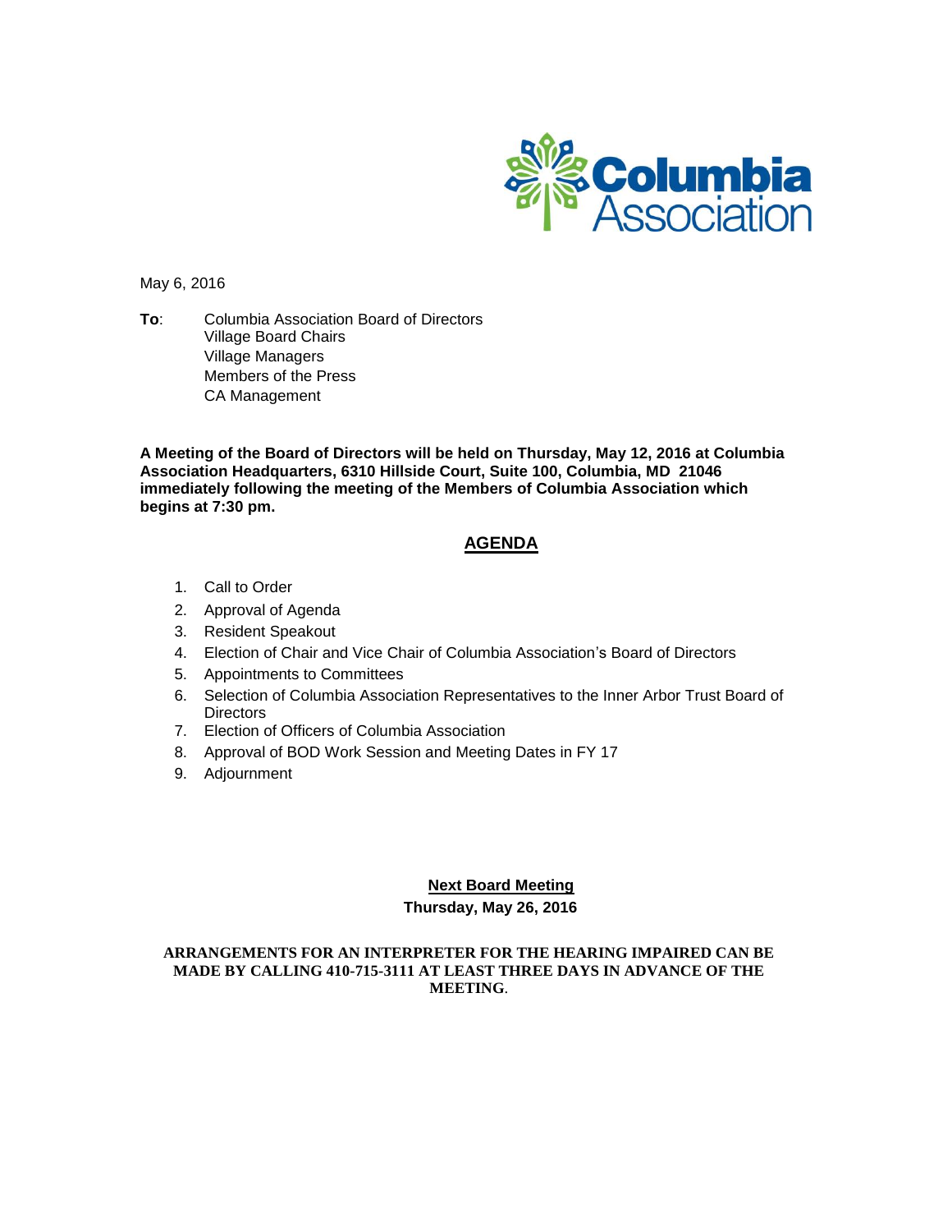Columbia Association

May 6, 2016

**To**: Columbia Association Board of Directors
Village Board Chairs
Village Managers
Members of the Press
CA Management

**A Meeting of the Board of Directors will be held on Thursday, May 12, 2016 at Columbia Association Headquarters, 6310 Hillside Court, Suite 100, Columbia, MD 21046 immediately following the meeting of the Members of Columbia Association which begins at 7:30 pm.**

## AGENDA

1. Call to Order
2. Approval of Agenda
3. Resident Speakout
4. Election of Chair and Vice Chair of Columbia Association's Board of Directors
5. Appointments to Committees
6. Selection of Columbia Association Representatives to the Inner Arbor Trust Board of Directors
7. Election of Officers of Columbia Association
8. Approval of BOD Work Session and Meeting Dates in FY 17
9. Adjournment

**Next Board Meeting**
**Thursday, May 26, 2016**

**ARRANGEMENTS FOR AN INTERPRETER FOR THE HEARING IMPAIRED CAN BE MADE BY CALLING 410-715-3111 AT LEAST THREE DAYS IN ADVANCE OF THE MEETING**.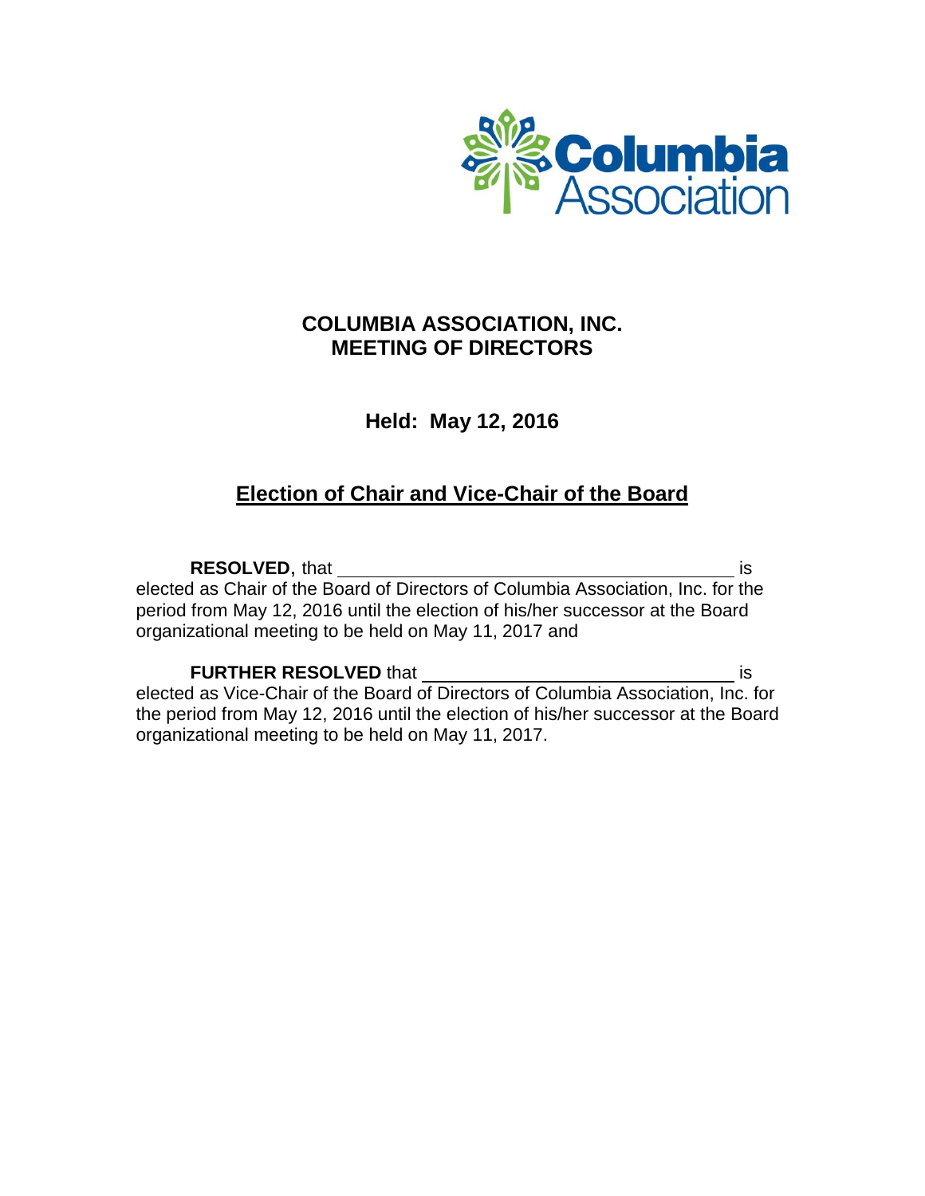**COLUMBIA ASSOCIATION, INC.**
**MEETING OF DIRECTORS**

**Held: May 12, 2016**

## Election of Chair and Vice-Chair of the Board

**RESOLVED**, that ________________________________________ is elected as Chair of the Board of Directors of Columbia Association, Inc. for the period from May 12, 2016 until the election of his/her successor at the Board organizational meeting to be held on May 11, 2017 and

**FURTHER RESOLVED** that ________________________________ is elected as Vice-Chair of the Board of Directors of Columbia Association, Inc. for the period from May 12, 2016 until the election of his/her successor at the Board organizational meeting to be held on May 11, 2017.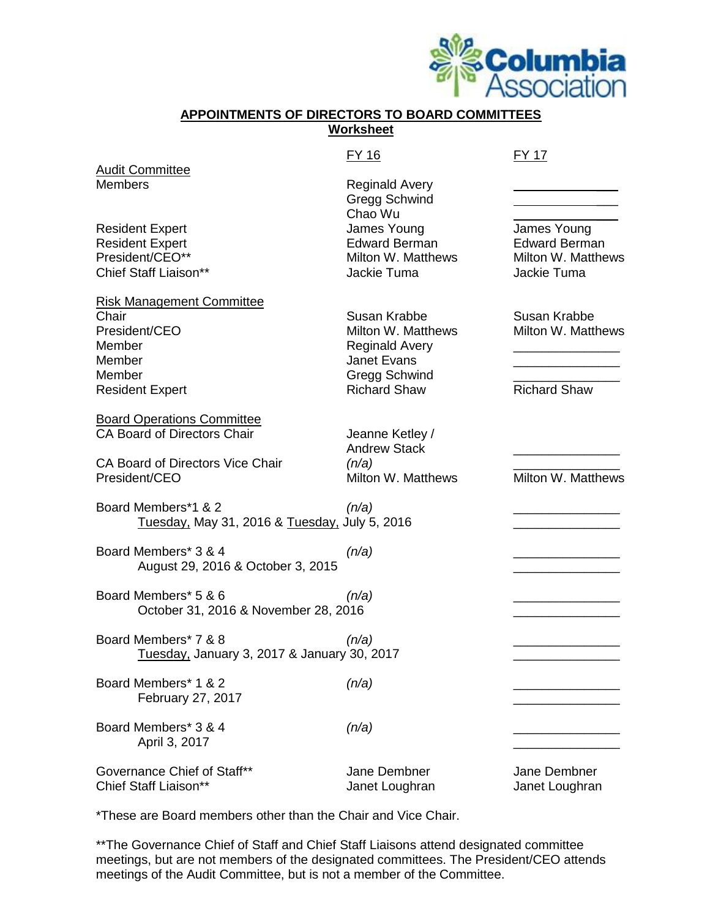## APPOINTMENTS OF DIRECTORS TO BOARD COMMITTEES
**Worksheet**

| | FY 16 | FY 17 |
|---|---|---|
| **Audit Committee** | | |
| Members | Reginald Avery | ______________ |
| | Gregg Schwind | ______________ |
| | Chao Wu | ______________ |
| Resident Expert | James Young | James Young |
| Resident Expert | Edward Berman | Edward Berman |
| President/CEO** | Milton W. Matthews | Milton W. Matthews |
| Chief Staff Liaison** | Jackie Tuma | Jackie Tuma |
| **Risk Management Committee** | | |
| Chair | Susan Krabbe | Susan Krabbe |
| President/CEO | Milton W. Matthews | Milton W. Matthews |
| Member | Reginald Avery | ______________ |
| Member | Janet Evans | ______________ |
| Member | Gregg Schwind | ______________ |
| Resident Expert | Richard Shaw | Richard Shaw |
| **Board Operations Committee** | | |
| CA Board of Directors Chair | Jeanne Ketley / Andrew Stack | ______________ |
| CA Board of Directors Vice Chair | *(n/a)* | ______________ |
| President/CEO | Milton W. Matthews | Milton W. Matthews |
| Board Members*1 & 2<br>Tuesday, May 31, 2016 & Tuesday, July 5, 2016 | *(n/a)* | ______________<br>______________ |
| Board Members* 3 & 4<br>August 29, 2016 & October 3, 2015 | *(n/a)* | ______________<br>______________ |
| Board Members* 5 & 6<br>October 31, 2016 & November 28, 2016 | *(n/a)* | ______________<br>______________ |
| Board Members* 7 & 8<br>Tuesday, January 3, 2017 & January 30, 2017 | *(n/a)* | ______________<br>______________ |
| Board Members* 1 & 2<br>February 27, 2017 | *(n/a)* | ______________<br>______________ |
| Board Members* 3 & 4<br>April 3, 2017 | *(n/a)* | ______________<br>______________ |
| Governance Chief of Staff** | Jane Dembner | Jane Dembner |
| Chief Staff Liaison** | Janet Loughran | Janet Loughran |

*These are Board members other than the Chair and Vice Chair.

**The Governance Chief of Staff and Chief Staff Liaisons attend designated committee meetings, but are not members of the designated committees. The President/CEO attends meetings of the Audit Committee, but is not a member of the Committee.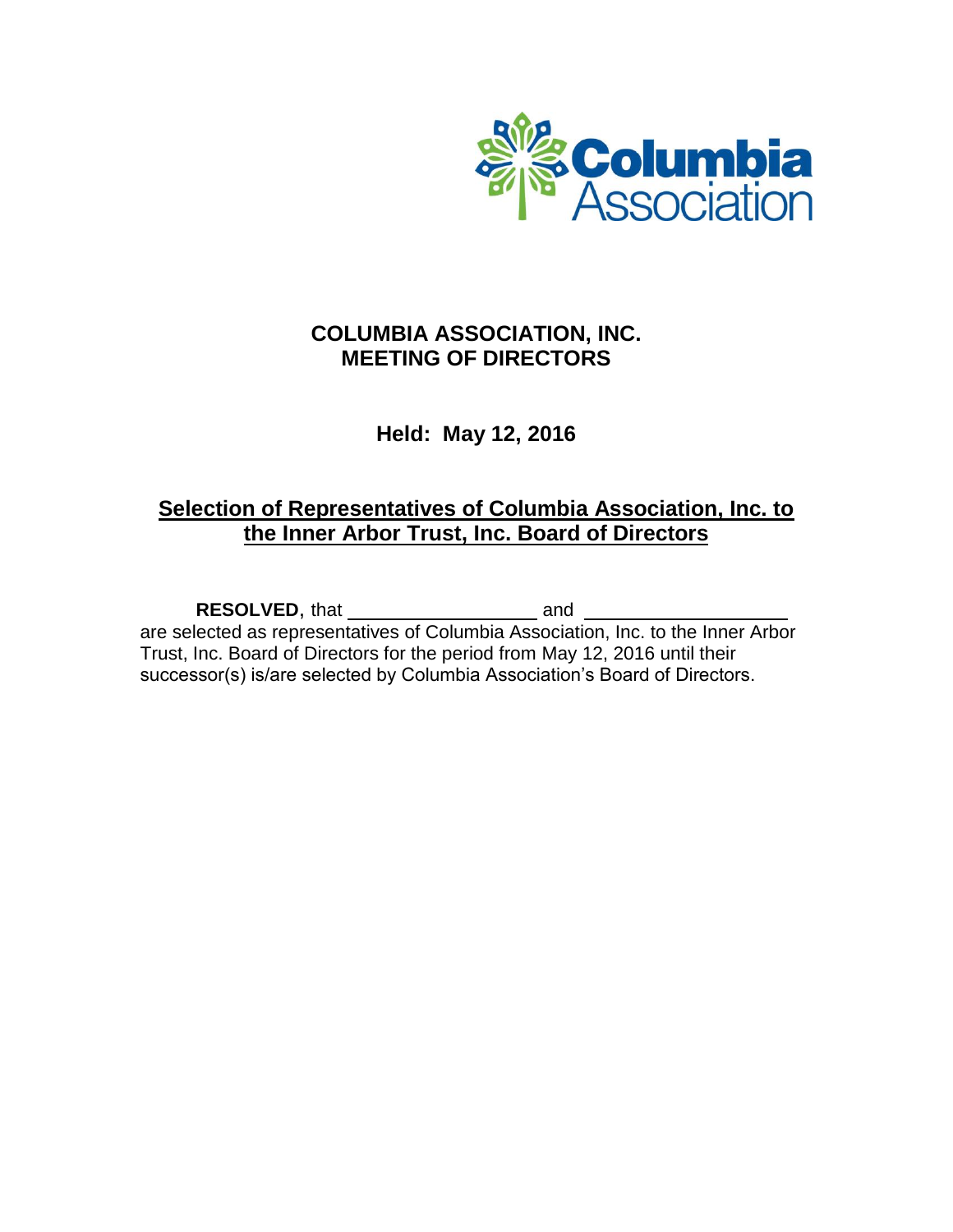Columbia Association

# COLUMBIA ASSOCIATION, INC.
# MEETING OF DIRECTORS

**Held: May 12, 2016**

## Selection of Representatives of Columbia Association, Inc. to the Inner Arbor Trust, Inc. Board of Directors

**RESOLVED**, that ____________________ and ____________________ are selected as representatives of Columbia Association, Inc. to the Inner Arbor Trust, Inc. Board of Directors for the period from May 12, 2016 until their successor(s) is/are selected by Columbia Association's Board of Directors.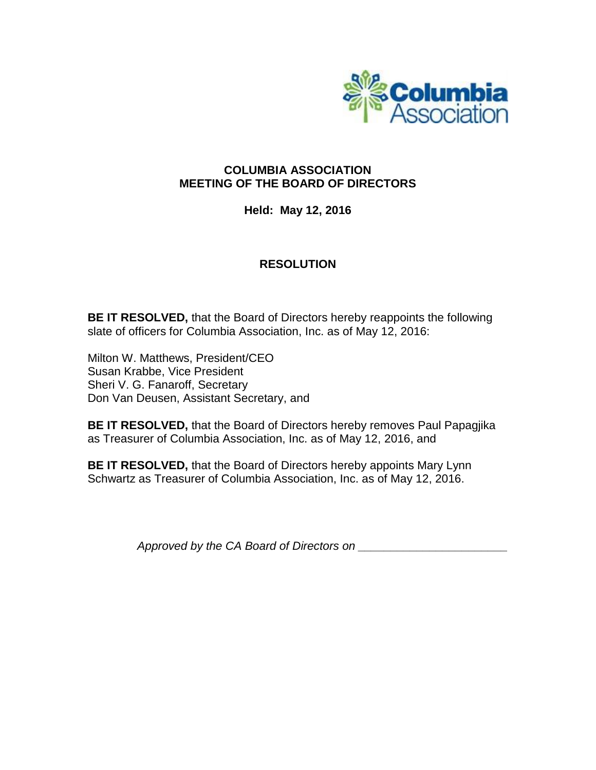**COLUMBIA ASSOCIATION**
**MEETING OF THE BOARD OF DIRECTORS**

**Held: May 12, 2016**

## RESOLUTION

**BE IT RESOLVED,** that the Board of Directors hereby reappoints the following slate of officers for Columbia Association, Inc. as of May 12, 2016:

Milton W. Matthews, President/CEO
Susan Krabbe, Vice President
Sheri V. G. Fanaroff, Secretary
Don Van Deusen, Assistant Secretary, and

**BE IT RESOLVED,** that the Board of Directors hereby removes Paul Papagjika as Treasurer of Columbia Association, Inc. as of May 12, 2016, and

**BE IT RESOLVED,** that the Board of Directors hereby appoints Mary Lynn Schwartz as Treasurer of Columbia Association, Inc. as of May 12, 2016.

*Approved by the CA Board of Directors on _______________________*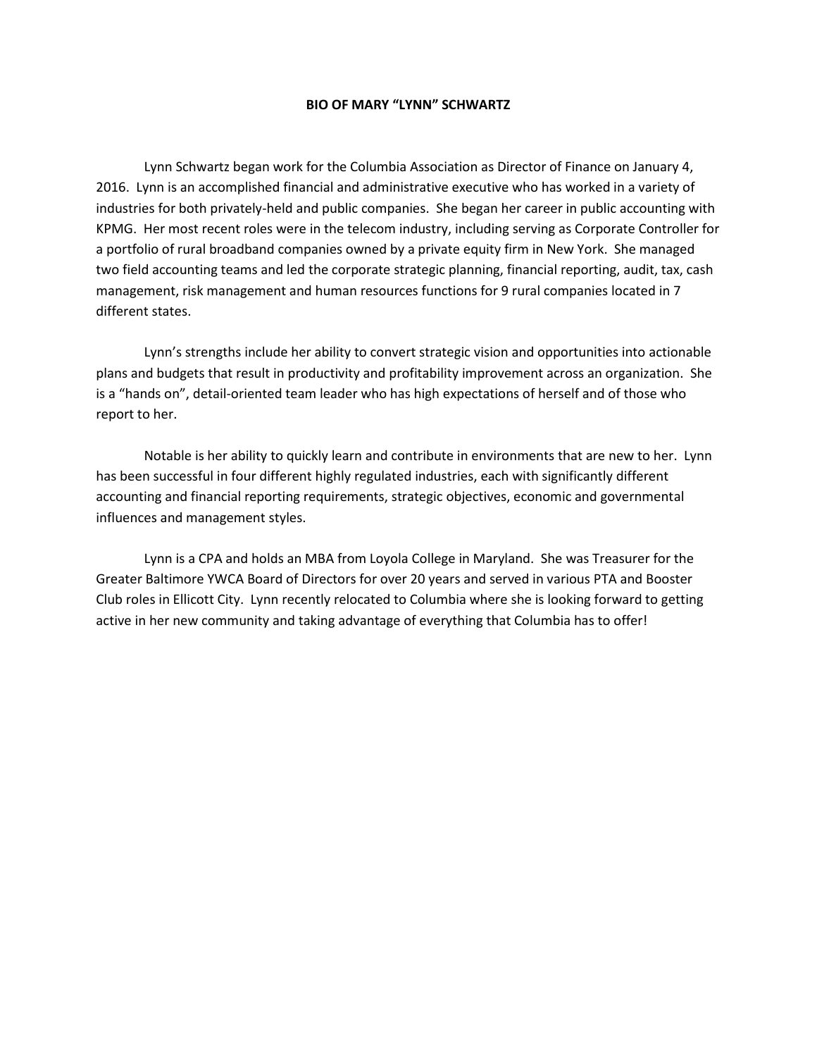**BIO OF MARY "LYNN" SCHWARTZ**

Lynn Schwartz began work for the Columbia Association as Director of Finance on January 4, 2016. Lynn is an accomplished financial and administrative executive who has worked in a variety of industries for both privately-held and public companies. She began her career in public accounting with KPMG. Her most recent roles were in the telecom industry, including serving as Corporate Controller for a portfolio of rural broadband companies owned by a private equity firm in New York. She managed two field accounting teams and led the corporate strategic planning, financial reporting, audit, tax, cash management, risk management and human resources functions for 9 rural companies located in 7 different states.

Lynn's strengths include her ability to convert strategic vision and opportunities into actionable plans and budgets that result in productivity and profitability improvement across an organization. She is a "hands on", detail-oriented team leader who has high expectations of herself and of those who report to her.

Notable is her ability to quickly learn and contribute in environments that are new to her. Lynn has been successful in four different highly regulated industries, each with significantly different accounting and financial reporting requirements, strategic objectives, economic and governmental influences and management styles.

Lynn is a CPA and holds an MBA from Loyola College in Maryland. She was Treasurer for the Greater Baltimore YWCA Board of Directors for over 20 years and served in various PTA and Booster Club roles in Ellicott City. Lynn recently relocated to Columbia where she is looking forward to getting active in her new community and taking advantage of everything that Columbia has to offer!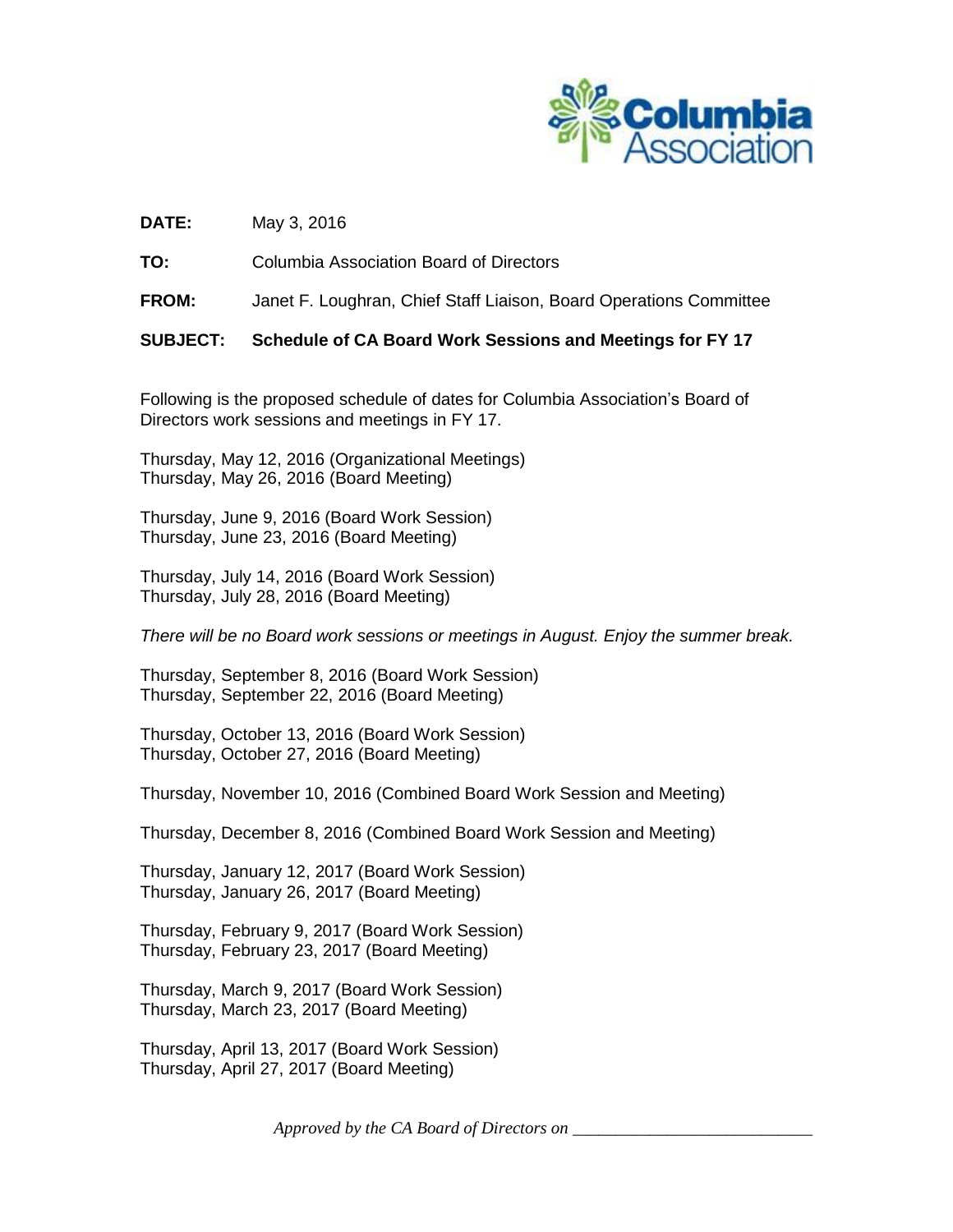**DATE:** May 3, 2016

**TO:** Columbia Association Board of Directors

**FROM:** Janet F. Loughran, Chief Staff Liaison, Board Operations Committee

**SUBJECT: Schedule of CA Board Work Sessions and Meetings for FY 17**

Following is the proposed schedule of dates for Columbia Association's Board of Directors work sessions and meetings in FY 17.

Thursday, May 12, 2016 (Organizational Meetings)
Thursday, May 26, 2016 (Board Meeting)

Thursday, June 9, 2016 (Board Work Session)
Thursday, June 23, 2016 (Board Meeting)

Thursday, July 14, 2016 (Board Work Session)
Thursday, July 28, 2016 (Board Meeting)

*There will be no Board work sessions or meetings in August. Enjoy the summer break.*

Thursday, September 8, 2016 (Board Work Session)
Thursday, September 22, 2016 (Board Meeting)

Thursday, October 13, 2016 (Board Work Session)
Thursday, October 27, 2016 (Board Meeting)

Thursday, November 10, 2016 (Combined Board Work Session and Meeting)

Thursday, December 8, 2016 (Combined Board Work Session and Meeting)

Thursday, January 12, 2017 (Board Work Session)
Thursday, January 26, 2017 (Board Meeting)

Thursday, February 9, 2017 (Board Work Session)
Thursday, February 23, 2017 (Board Meeting)

Thursday, March 9, 2017 (Board Work Session)
Thursday, March 23, 2017 (Board Meeting)

Thursday, April 13, 2017 (Board Work Session)
Thursday, April 27, 2017 (Board Meeting)

*Approved by the CA Board of Directors on ___________________________*